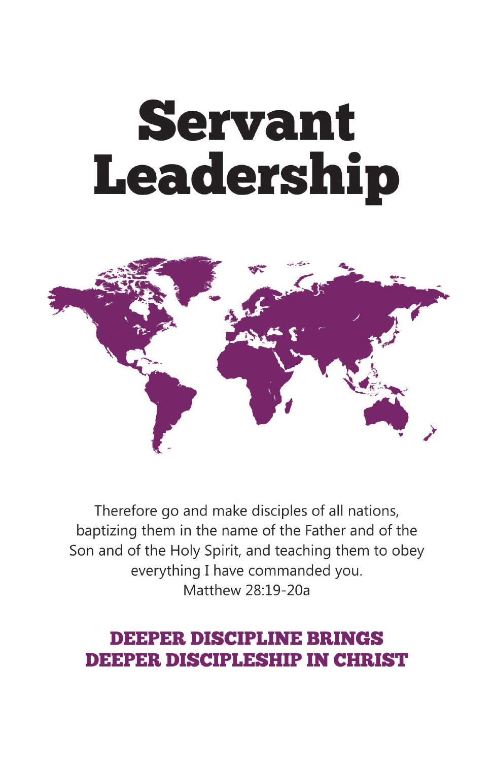# Servant Leadership

Therefore go and make disciples of all nations, baptizing them in the name of the Father and of the Son and of the Holy Spirit, and teaching them to obey everything I have commanded you.
Matthew 28:19-20a

**DEEPER DISCIPLINE BRINGS DEEPER DISCIPLESHIP IN CHRIST**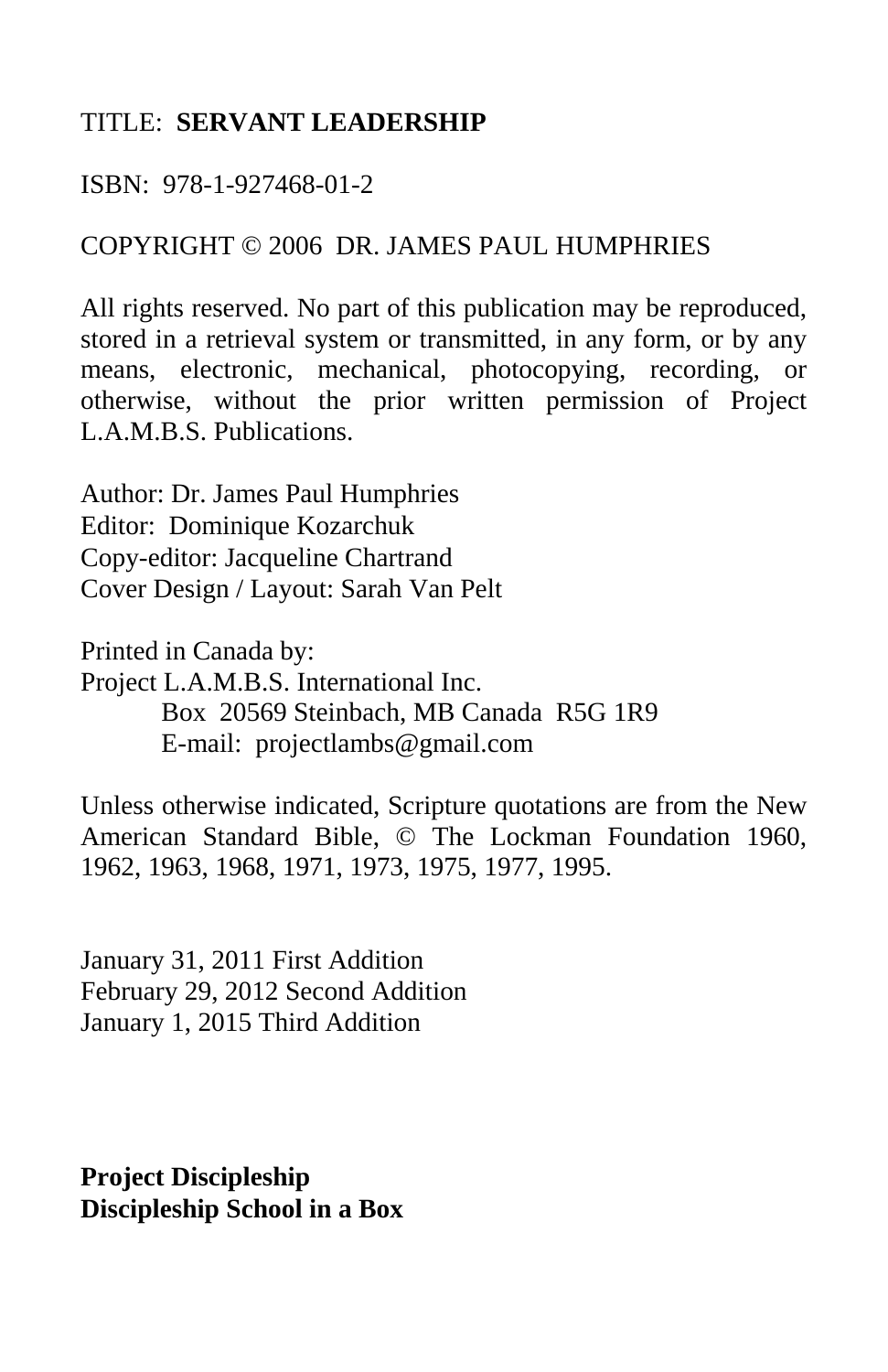TITLE: **SERVANT LEADERSHIP**

ISBN: 978-1-927468-01-2

COPYRIGHT © 2006 DR. JAMES PAUL HUMPHRIES

All rights reserved. No part of this publication may be reproduced, stored in a retrieval system or transmitted, in any form, or by any means, electronic, mechanical, photocopying, recording, or otherwise, without the prior written permission of Project L.A.M.B.S. Publications.

Author: Dr. James Paul Humphries
Editor: Dominique Kozarchuk
Copy-editor: Jacqueline Chartrand
Cover Design / Layout: Sarah Van Pelt

Printed in Canada by:
Project L.A.M.B.S. International Inc.
Box 20569 Steinbach, MB Canada R5G 1R9
E-mail: projectlambs@gmail.com

Unless otherwise indicated, Scripture quotations are from the New American Standard Bible, © The Lockman Foundation 1960, 1962, 1963, 1968, 1971, 1973, 1975, 1977, 1995.

January 31, 2011 First Addition
February 29, 2012 Second Addition
January 1, 2015 Third Addition

**Project Discipleship**
**Discipleship School in a Box**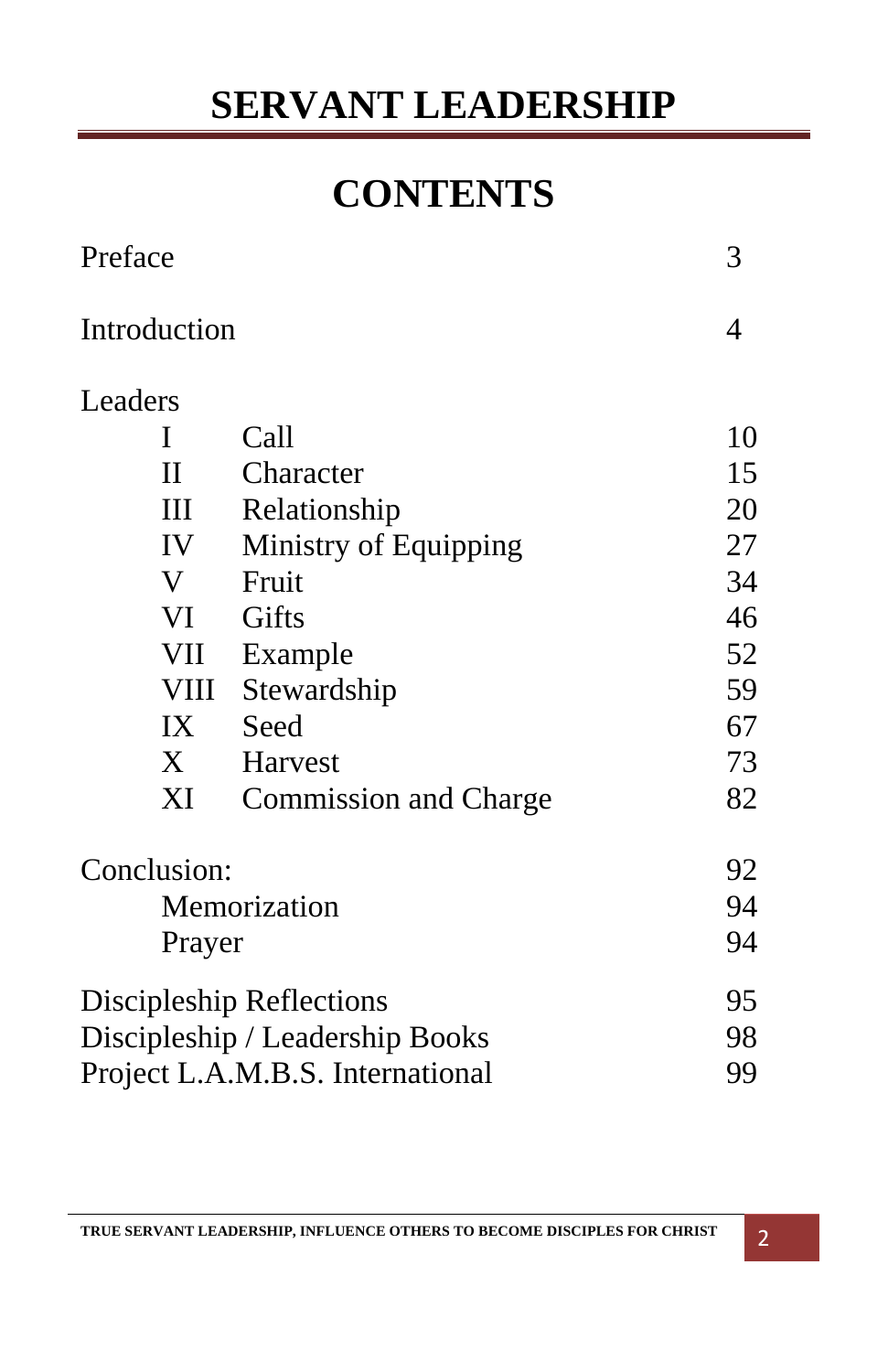# SERVANT LEADERSHIP

## CONTENTS

| | | |
|---|---|---|
| Preface | | 3 |
| Introduction | | 4 |
| Leaders | | |
| I | Call | 10 |
| II | Character | 15 |
| III | Relationship | 20 |
| IV | Ministry of Equipping | 27 |
| V | Fruit | 34 |
| VI | Gifts | 46 |
| VII | Example | 52 |
| VIII | Stewardship | 59 |
| IX | Seed | 67 |
| X | Harvest | 73 |
| XI | Commission and Charge | 82 |
| Conclusion: | | 92 |
| | Memorization | 94 |
| | Prayer | 94 |
| Discipleship Reflections | | 95 |
| Discipleship / Leadership Books | | 98 |
| Project L.A.M.B.S. International | | 99 |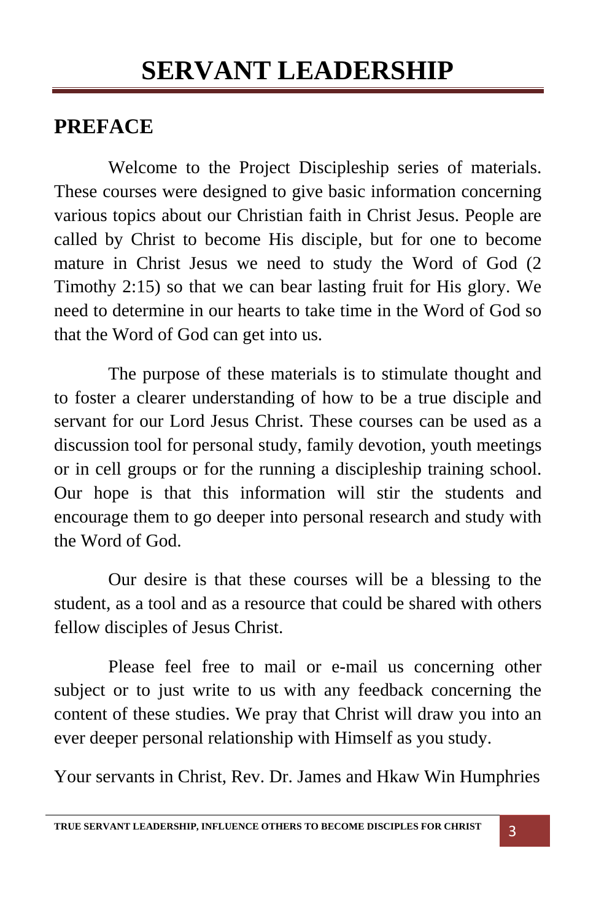# SERVANT LEADERSHIP

## PREFACE

Welcome to the Project Discipleship series of materials. These courses were designed to give basic information concerning various topics about our Christian faith in Christ Jesus. People are called by Christ to become His disciple, but for one to become mature in Christ Jesus we need to study the Word of God (2 Timothy 2:15) so that we can bear lasting fruit for His glory. We need to determine in our hearts to take time in the Word of God so that the Word of God can get into us.

The purpose of these materials is to stimulate thought and to foster a clearer understanding of how to be a true disciple and servant for our Lord Jesus Christ. These courses can be used as a discussion tool for personal study, family devotion, youth meetings or in cell groups or for the running a discipleship training school. Our hope is that this information will stir the students and encourage them to go deeper into personal research and study with the Word of God.

Our desire is that these courses will be a blessing to the student, as a tool and as a resource that could be shared with others fellow disciples of Jesus Christ.

Please feel free to mail or e-mail us concerning other subject or to just write to us with any feedback concerning the content of these studies. We pray that Christ will draw you into an ever deeper personal relationship with Himself as you study.

Your servants in Christ, Rev. Dr. James and Hkaw Win Humphries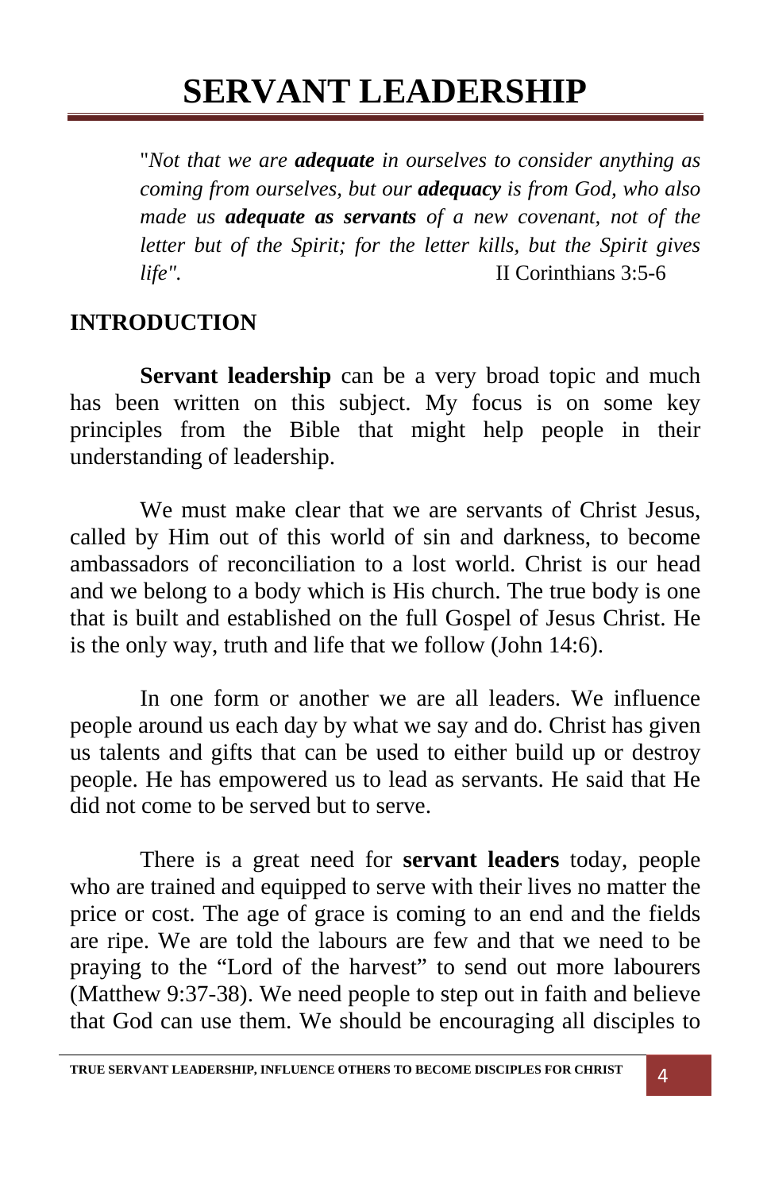# SERVANT LEADERSHIP

"*Not that we are **adequate** in ourselves to consider anything as coming from ourselves, but our **adequacy** is from God, who also made us **adequate as servants** of a new covenant, not of the letter but of the Spirit; for the letter kills, but the Spirit gives life".* II Corinthians 3:5-6

## INTRODUCTION

**Servant leadership** can be a very broad topic and much has been written on this subject. My focus is on some key principles from the Bible that might help people in their understanding of leadership.

We must make clear that we are servants of Christ Jesus, called by Him out of this world of sin and darkness, to become ambassadors of reconciliation to a lost world. Christ is our head and we belong to a body which is His church. The true body is one that is built and established on the full Gospel of Jesus Christ. He is the only way, truth and life that we follow (John 14:6).

In one form or another we are all leaders. We influence people around us each day by what we say and do. Christ has given us talents and gifts that can be used to either build up or destroy people. He has empowered us to lead as servants. He said that He did not come to be served but to serve.

There is a great need for **servant leaders** today, people who are trained and equipped to serve with their lives no matter the price or cost. The age of grace is coming to an end and the fields are ripe. We are told the labours are few and that we need to be praying to the "Lord of the harvest" to send out more labourers (Matthew 9:37-38). We need people to step out in faith and believe that God can use them. We should be encouraging all disciples to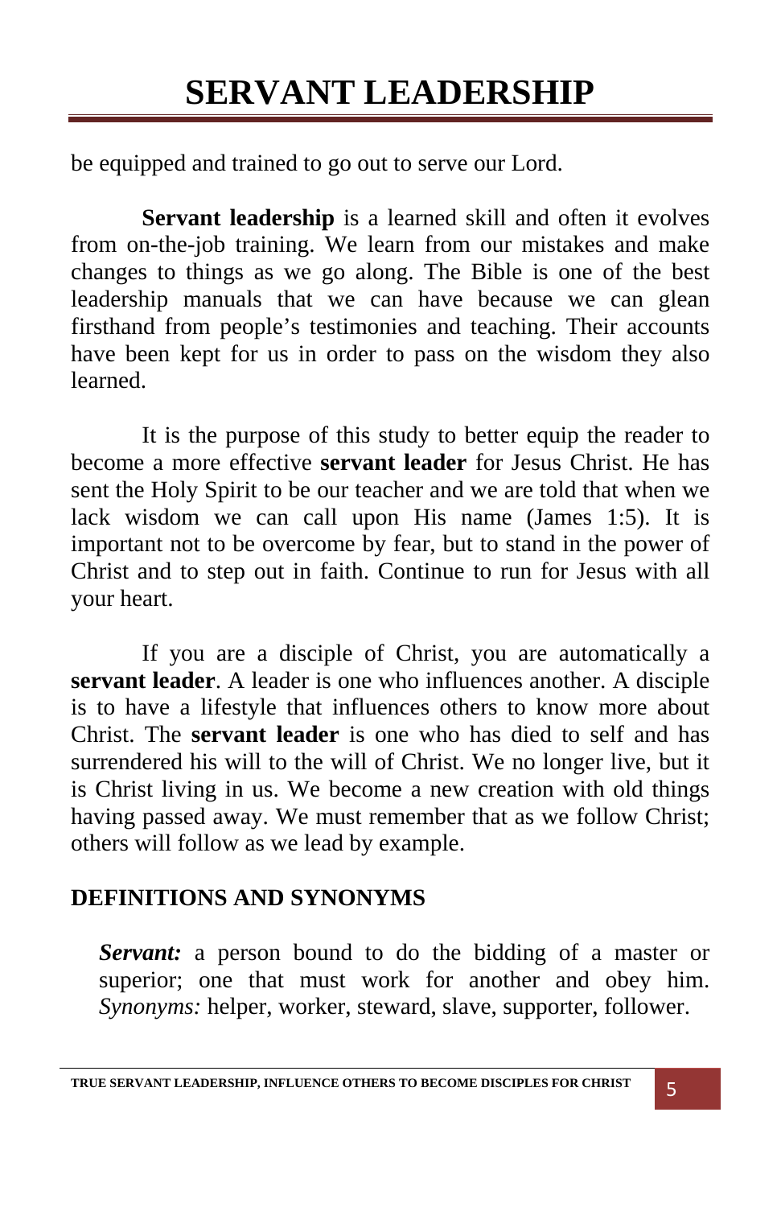be equipped and trained to go out to serve our Lord.

**Servant leadership** is a learned skill and often it evolves from on-the-job training. We learn from our mistakes and make changes to things as we go along. The Bible is one of the best leadership manuals that we can have because we can glean firsthand from people's testimonies and teaching. Their accounts have been kept for us in order to pass on the wisdom they also learned.

It is the purpose of this study to better equip the reader to become a more effective **servant leader** for Jesus Christ. He has sent the Holy Spirit to be our teacher and we are told that when we lack wisdom we can call upon His name (James 1:5). It is important not to be overcome by fear, but to stand in the power of Christ and to step out in faith. Continue to run for Jesus with all your heart.

If you are a disciple of Christ, you are automatically a **servant leader**. A leader is one who influences another. A disciple is to have a lifestyle that influences others to know more about Christ. The **servant leader** is one who has died to self and has surrendered his will to the will of Christ. We no longer live, but it is Christ living in us. We become a new creation with old things having passed away. We must remember that as we follow Christ; others will follow as we lead by example.

## DEFINITIONS AND SYNONYMS

***Servant:*** a person bound to do the bidding of a master or superior; one that must work for another and obey him. *Synonyms:* helper, worker, steward, slave, supporter, follower.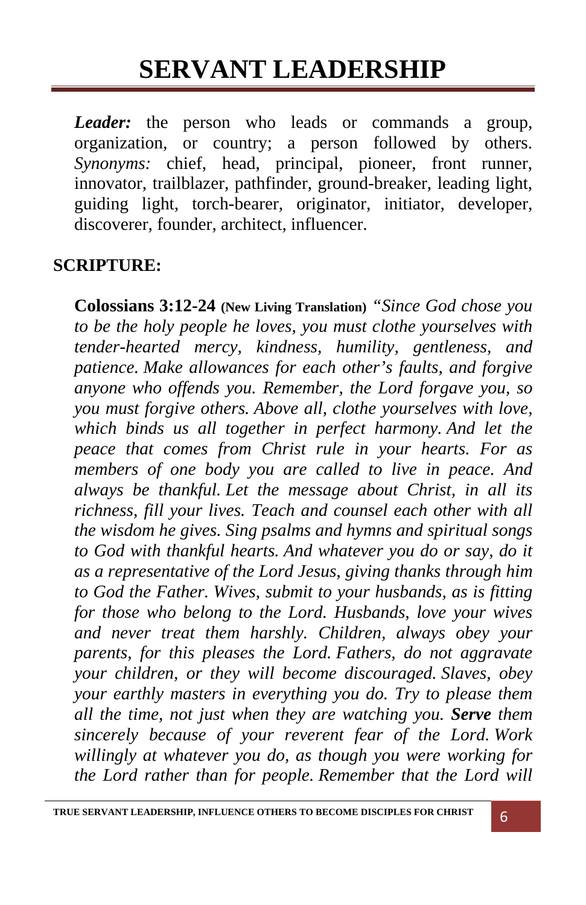# SERVANT LEADERSHIP

***Leader:*** the person who leads or commands a group, organization, or country; a person followed by others. *Synonyms:* chief, head, principal, pioneer, front runner, innovator, trailblazer, pathfinder, ground-breaker, leading light, guiding light, torch-bearer, originator, initiator, developer, discoverer, founder, architect, influencer.

**SCRIPTURE:**

**Colossians 3:12-24 (New Living Translation)** *"Since God chose you to be the holy people he loves, you must clothe yourselves with tender-hearted mercy, kindness, humility, gentleness, and patience. Make allowances for each other's faults, and forgive anyone who offends you. Remember, the Lord forgave you, so you must forgive others. Above all, clothe yourselves with love, which binds us all together in perfect harmony. And let the peace that comes from Christ rule in your hearts. For as members of one body you are called to live in peace. And always be thankful. Let the message about Christ, in all its richness, fill your lives. Teach and counsel each other with all the wisdom he gives. Sing psalms and hymns and spiritual songs to God with thankful hearts. And whatever you do or say, do it as a representative of the Lord Jesus, giving thanks through him to God the Father. Wives, submit to your husbands, as is fitting for those who belong to the Lord. Husbands, love your wives and never treat them harshly. Children, always obey your parents, for this pleases the Lord. Fathers, do not aggravate your children, or they will become discouraged. Slaves, obey your earthly masters in everything you do. Try to please them all the time, not just when they are watching you.* ***Serve*** *them sincerely because of your reverent fear of the Lord. Work willingly at whatever you do, as though you were working for the Lord rather than for people. Remember that the Lord will*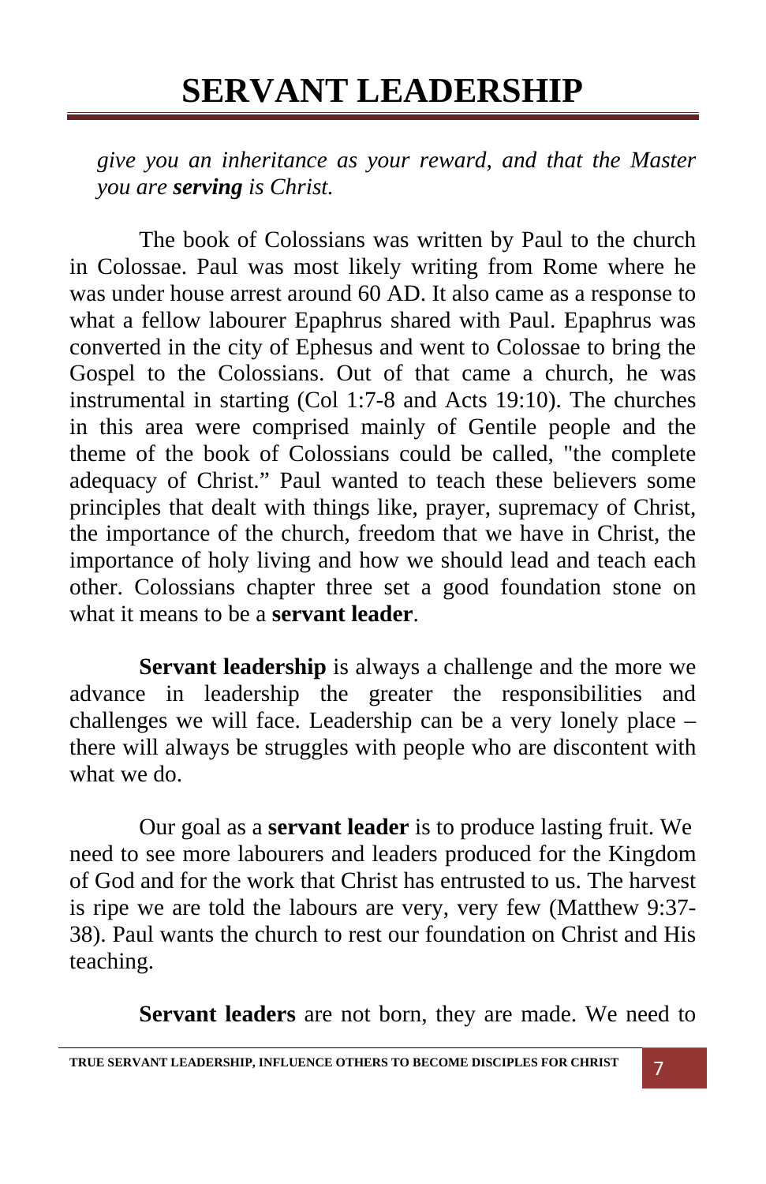*give you an inheritance as your reward, and that the Master you are **serving** is Christ.*

The book of Colossians was written by Paul to the church in Colossae. Paul was most likely writing from Rome where he was under house arrest around 60 AD. It also came as a response to what a fellow labourer Epaphrus shared with Paul. Epaphrus was converted in the city of Ephesus and went to Colossae to bring the Gospel to the Colossians. Out of that came a church, he was instrumental in starting (Col 1:7-8 and Acts 19:10). The churches in this area were comprised mainly of Gentile people and the theme of the book of Colossians could be called, "the complete adequacy of Christ." Paul wanted to teach these believers some principles that dealt with things like, prayer, supremacy of Christ, the importance of the church, freedom that we have in Christ, the importance of holy living and how we should lead and teach each other. Colossians chapter three set a good foundation stone on what it means to be a **servant leader**.

**Servant leadership** is always a challenge and the more we advance in leadership the greater the responsibilities and challenges we will face. Leadership can be a very lonely place – there will always be struggles with people who are discontent with what we do.

Our goal as a **servant leader** is to produce lasting fruit. We need to see more labourers and leaders produced for the Kingdom of God and for the work that Christ has entrusted to us. The harvest is ripe we are told the labours are very, very few (Matthew 9:37-38). Paul wants the church to rest our foundation on Christ and His teaching.

**Servant leaders** are not born, they are made. We need to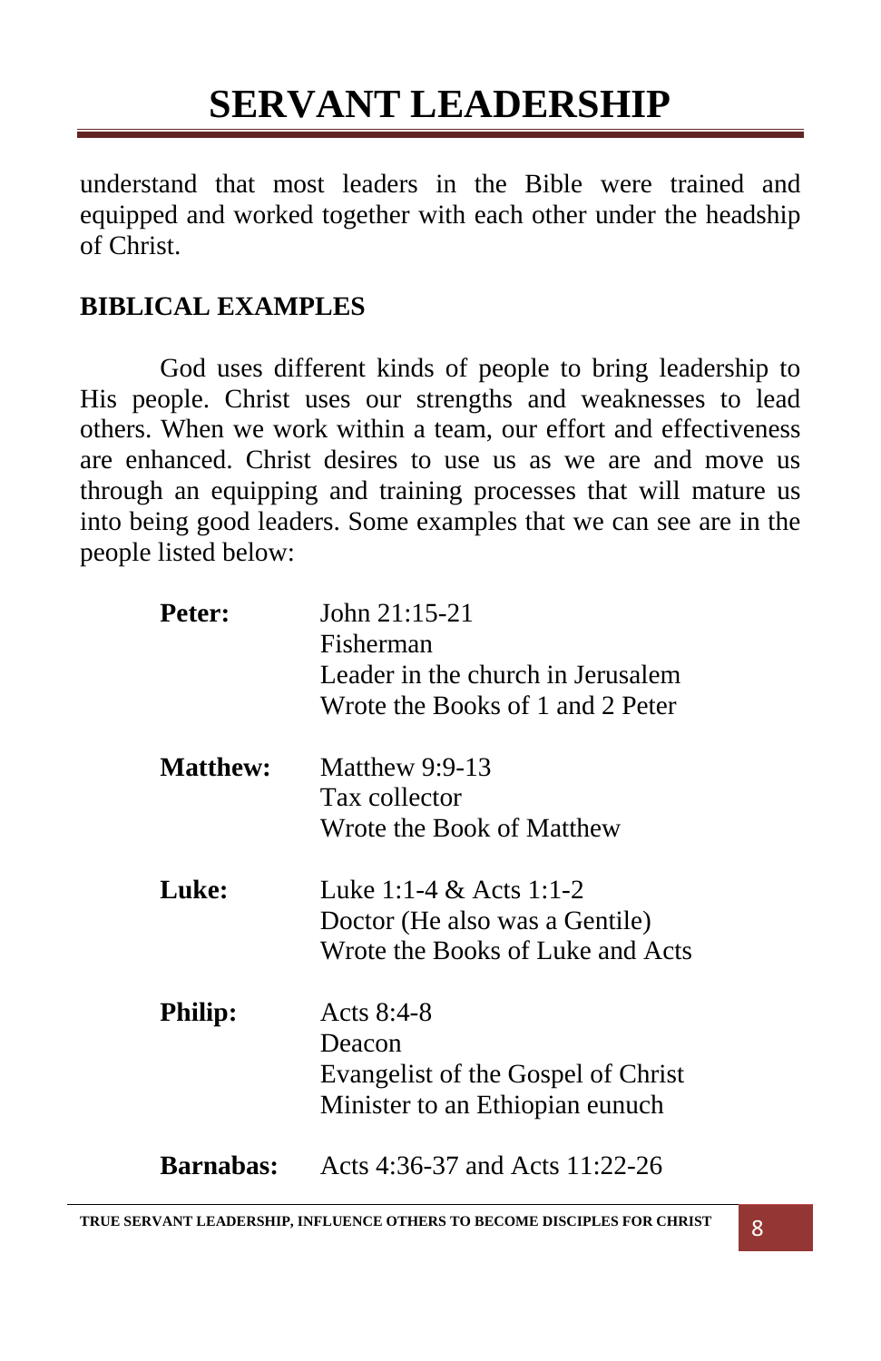understand that most leaders in the Bible were trained and equipped and worked together with each other under the headship of Christ.

**BIBLICAL EXAMPLES**

God uses different kinds of people to bring leadership to His people. Christ uses our strengths and weaknesses to lead others. When we work within a team, our effort and effectiveness are enhanced. Christ desires to use us as we are and move us through an equipping and training processes that will mature us into being good leaders. Some examples that we can see are in the people listed below:

**Peter:** John 21:15-21
Fisherman
Leader in the church in Jerusalem
Wrote the Books of 1 and 2 Peter

**Matthew:** Matthew 9:9-13
Tax collector
Wrote the Book of Matthew

**Luke:** Luke 1:1-4 & Acts 1:1-2
Doctor (He also was a Gentile)
Wrote the Books of Luke and Acts

**Philip:** Acts 8:4-8
Deacon
Evangelist of the Gospel of Christ
Minister to an Ethiopian eunuch

**Barnabas:** Acts 4:36-37 and Acts 11:22-26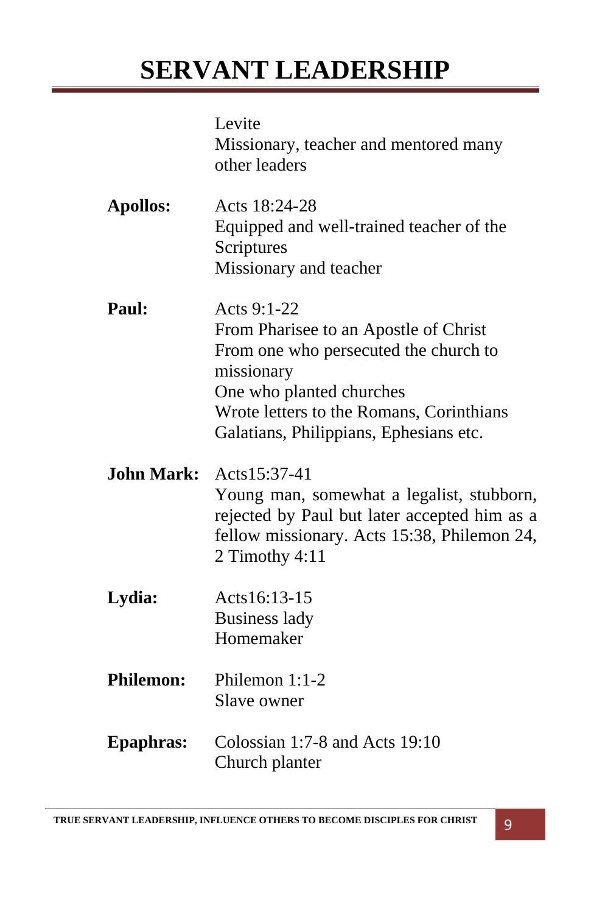| | |
|---|---|
| | Levite<br>Missionary, teacher and mentored many other leaders |
| **Apollos:** | Acts 18:24-28<br>Equipped and well-trained teacher of the Scriptures<br>Missionary and teacher |
| **Paul:** | Acts 9:1-22<br>From Pharisee to an Apostle of Christ<br>From one who persecuted the church to missionary<br>One who planted churches<br>Wrote letters to the Romans, Corinthians Galatians, Philippians, Ephesians etc. |
| **John Mark:** | Acts15:37-41<br>Young man, somewhat a legalist, stubborn, rejected by Paul but later accepted him as a fellow missionary. Acts 15:38, Philemon 24, 2 Timothy 4:11 |
| **Lydia:** | Acts16:13-15<br>Business lady<br>Homemaker |
| **Philemon:** | Philemon 1:1-2<br>Slave owner |
| **Epaphras:** | Colossian 1:7-8 and Acts 19:10<br>Church planter |